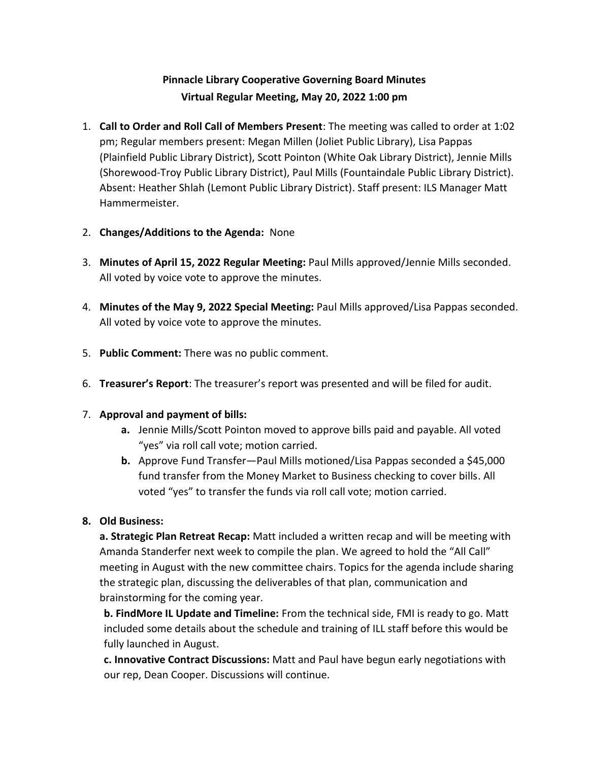**Pinnacle Library Cooperative Governing Board Minutes**
**Virtual Regular Meeting, May 20, 2022 1:00 pm**

1. **Call to Order and Roll Call of Members Present**: The meeting was called to order at 1:02 pm; Regular members present: Megan Millen (Joliet Public Library), Lisa Pappas (Plainfield Public Library District), Scott Pointon (White Oak Library District), Jennie Mills (Shorewood-Troy Public Library District), Paul Mills (Fountaindale Public Library District). Absent: Heather Shlah (Lemont Public Library District). Staff present: ILS Manager Matt Hammermeister.
2. **Changes/Additions to the Agenda:** None
3. **Minutes of April 15, 2022 Regular Meeting:** Paul Mills approved/Jennie Mills seconded. All voted by voice vote to approve the minutes.
4. **Minutes of the May 9, 2022 Special Meeting:** Paul Mills approved/Lisa Pappas seconded. All voted by voice vote to approve the minutes.
5. **Public Comment:** There was no public comment.
6. **Treasurer's Report**: The treasurer's report was presented and will be filed for audit.
7. **Approval and payment of bills:**
   a. Jennie Mills/Scott Pointon moved to approve bills paid and payable. All voted "yes" via roll call vote; motion carried.
   b. Approve Fund Transfer—Paul Mills motioned/Lisa Pappas seconded a $45,000 fund transfer from the Money Market to Business checking to cover bills. All voted "yes" to transfer the funds via roll call vote; motion carried.
8. **Old Business:**

   **a. Strategic Plan Retreat Recap:** Matt included a written recap and will be meeting with Amanda Standerfer next week to compile the plan. We agreed to hold the "All Call" meeting in August with the new committee chairs. Topics for the agenda include sharing the strategic plan, discussing the deliverables of that plan, communication and brainstorming for the coming year.

   **b. FindMore IL Update and Timeline:** From the technical side, FMI is ready to go. Matt included some details about the schedule and training of ILL staff before this would be fully launched in August.

   **c. Innovative Contract Discussions:** Matt and Paul have begun early negotiations with our rep, Dean Cooper. Discussions will continue.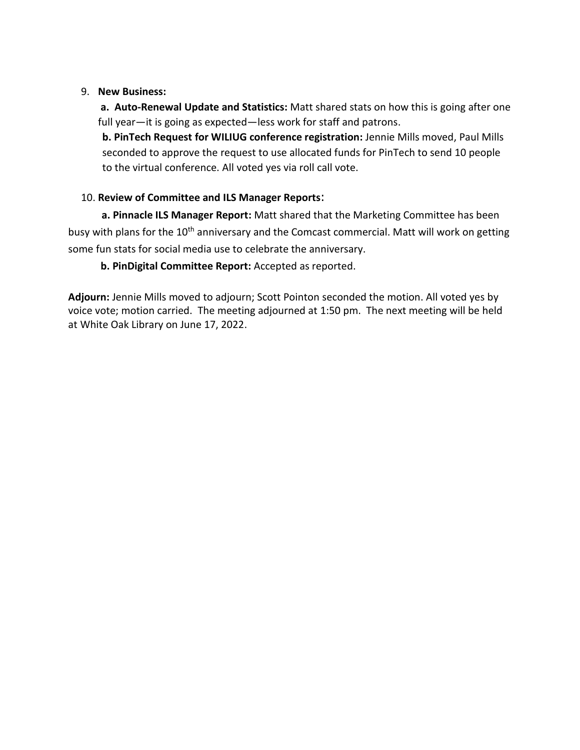9. **New Business:**

   **a. Auto-Renewal Update and Statistics:** Matt shared stats on how this is going after one full year—it is going as expected—less work for staff and patrons.

   **b. PinTech Request for WILIUG conference registration:** Jennie Mills moved, Paul Mills seconded to approve the request to use allocated funds for PinTech to send 10 people to the virtual conference. All voted yes via roll call vote.

10. **Review of Committee and ILS Manager Reports**:

    **a. Pinnacle ILS Manager Report:** Matt shared that the Marketing Committee has been busy with plans for the 10th anniversary and the Comcast commercial. Matt will work on getting some fun stats for social media use to celebrate the anniversary.

    **b. PinDigital Committee Report:** Accepted as reported.

**Adjourn:** Jennie Mills moved to adjourn; Scott Pointon seconded the motion. All voted yes by voice vote; motion carried. The meeting adjourned at 1:50 pm. The next meeting will be held at White Oak Library on June 17, 2022.